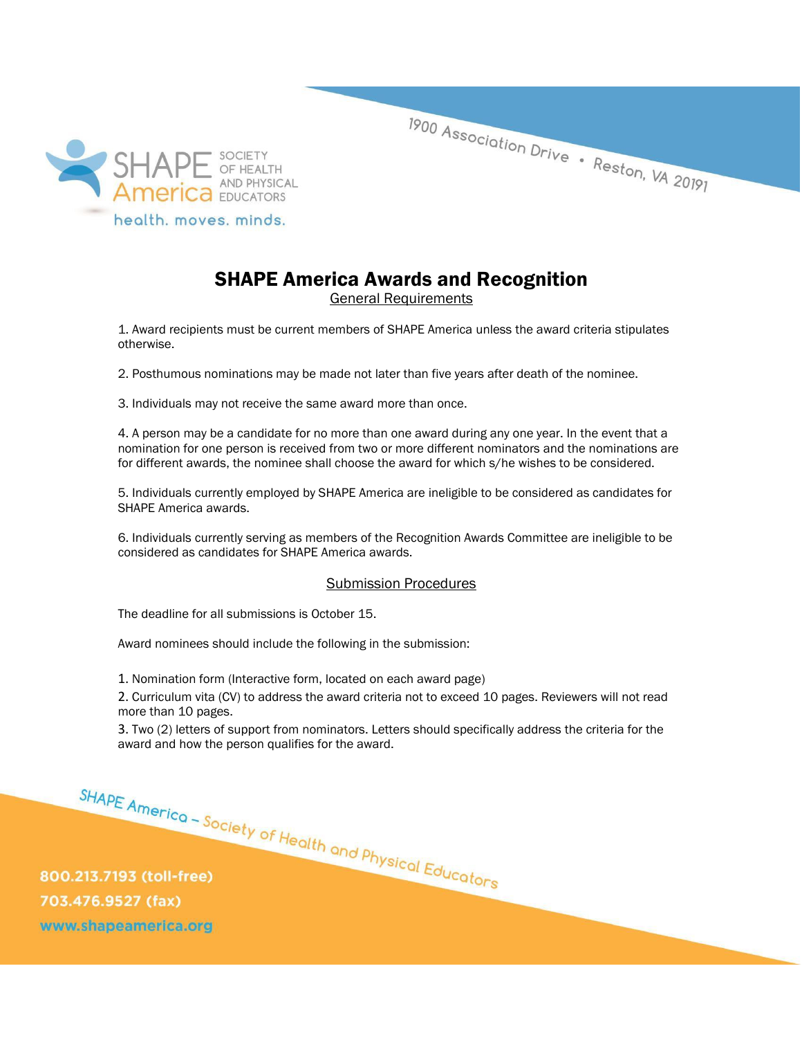SHAPE America – Society of Health and Physical Educators

health. moves. minds.

1900 Association Drive • Reston, VA 20191

# SHAPE America Awards and Recognition

## General Requirements

1. Award recipients must be current members of SHAPE America unless the award criteria stipulates otherwise.

2. Posthumous nominations may be made not later than five years after death of the nominee.

3. Individuals may not receive the same award more than once.

4. A person may be a candidate for no more than one award during any one year. In the event that a nomination for one person is received from two or more different nominators and the nominations are for different awards, the nominee shall choose the award for which s/he wishes to be considered.

5. Individuals currently employed by SHAPE America are ineligible to be considered as candidates for SHAPE America awards.

6. Individuals currently serving as members of the Recognition Awards Committee are ineligible to be considered as candidates for SHAPE America awards.

## Submission Procedures

The deadline for all submissions is October 15.

Award nominees should include the following in the submission:

1. Nomination form (Interactive form, located on each award page)
2. Curriculum vita (CV) to address the award criteria not to exceed 10 pages. Reviewers will not read more than 10 pages.
3. Two (2) letters of support from nominators. Letters should specifically address the criteria for the award and how the person qualifies for the award.

SHAPE America – Society of Health and Physical Educators

800.213.7193 (toll-free)
703.476.9527 (fax)
www.shapeamerica.org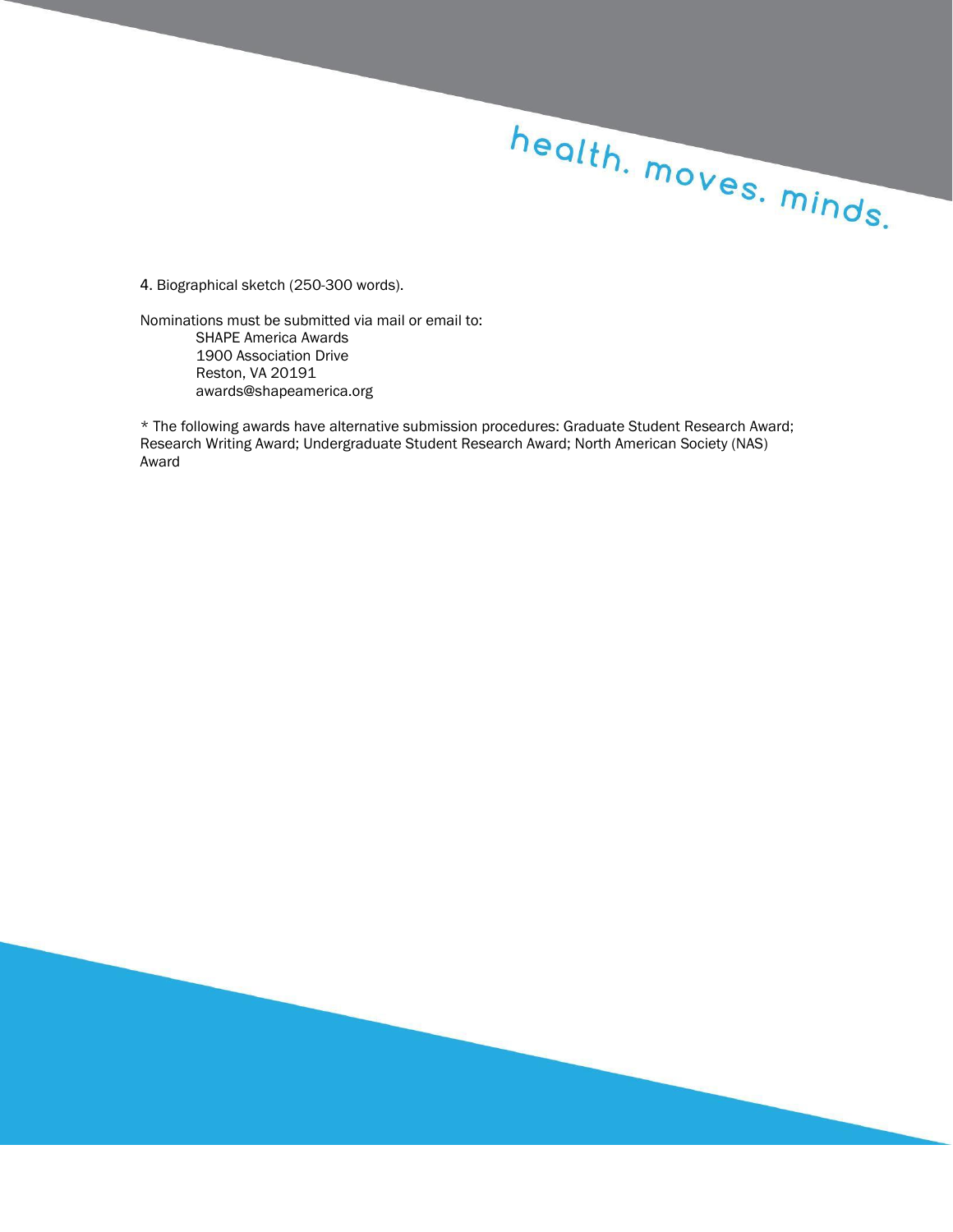4. Biographical sketch (250-300 words).

Nominations must be submitted via mail or email to:

SHAPE America Awards
1900 Association Drive
Reston, VA 20191
awards@shapeamerica.org

* The following awards have alternative submission procedures: Graduate Student Research Award; Research Writing Award; Undergraduate Student Research Award; North American Society (NAS) Award